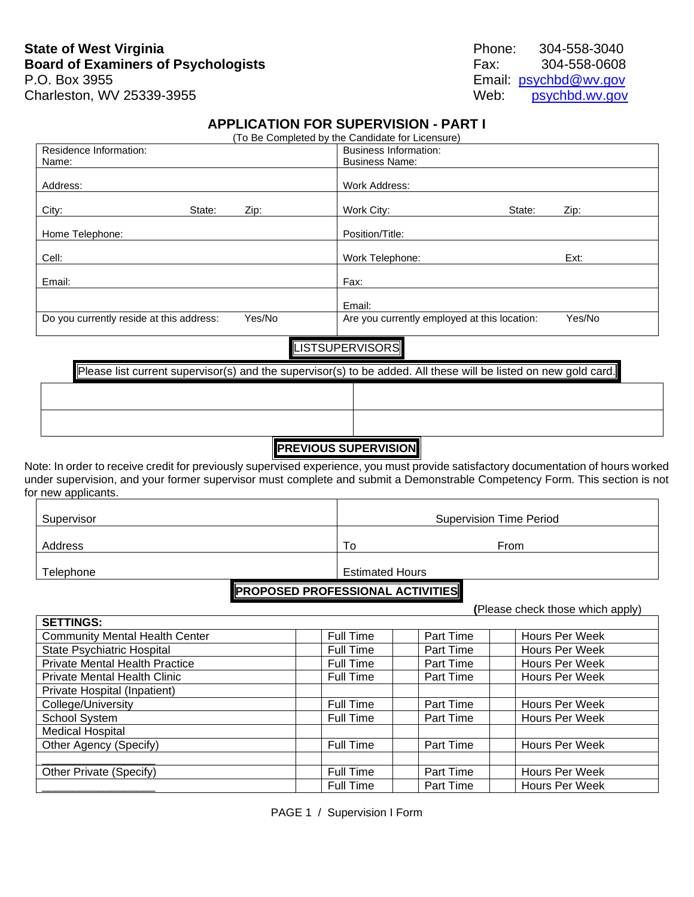**State of West Virginia**
**Board of Examiners of Psychologists**
P.O. Box 3955
Charleston, WV 25339-3955

Phone: 304-558-3040
Fax: 304-558-0608
Email: psychbd@wv.gov
Web: psychbd.wv.gov

## APPLICATION FOR SUPERVISION - PART I

(To Be Completed by the Candidate for Licensure)

| Residence Information: Name: | Business Information: Business Name: |
|---|---|
| Address: | Work Address: |
| City: State: Zip: | Work City: State: Zip: |
| Home Telephone: | Position/Title: |
| Cell: | Work Telephone: Ext: |
| Email: | Fax: |
| | Email: |
| Do you currently reside at this address: Yes/No | Are you currently employed at this location: Yes/No |

**LISTSUPERVISORS**

Please list current supervisor(s) and the supervisor(s) to be added. All these will be listed on new gold card.

| | |
|---|---|
| | |
| | |

**PREVIOUS SUPERVISION**

Note: In order to receive credit for previously supervised experience, you must provide satisfactory documentation of hours worked under supervision, and your former supervisor must complete and submit a Demonstrable Competency Form. This section is not for new applicants.

| Supervisor | Supervision Time Period |
|---|---|
| Address | To From |
| Telephone | Estimated Hours |

**PROPOSED PROFESSIONAL ACTIVITIES**

**(**Please check those which apply)

| SETTINGS: | | | | | | |
|---|---|---|---|---|---|---|
| Community Mental Health Center | | Full Time | | Part Time | | Hours Per Week |
| State Psychiatric Hospital | | Full Time | | Part Time | | Hours Per Week |
| Private Mental Health Practice | | Full Time | | Part Time | | Hours Per Week |
| Private Mental Health Clinic | | Full Time | | Part Time | | Hours Per Week |
| Private Hospital (Inpatient) | | | | | | |
| College/University | | Full Time | | Part Time | | Hours Per Week |
| School System | | Full Time | | Part Time | | Hours Per Week |
| Medical Hospital | | | | | | |
| Other Agency (Specify) | | Full Time | | Part Time | | Hours Per Week |
| __________________ | | | | | | |
| Other Private (Specify) | | Full Time | | Part Time | | Hours Per Week |
| __________________ | | Full Time | | Part Time | | Hours Per Week |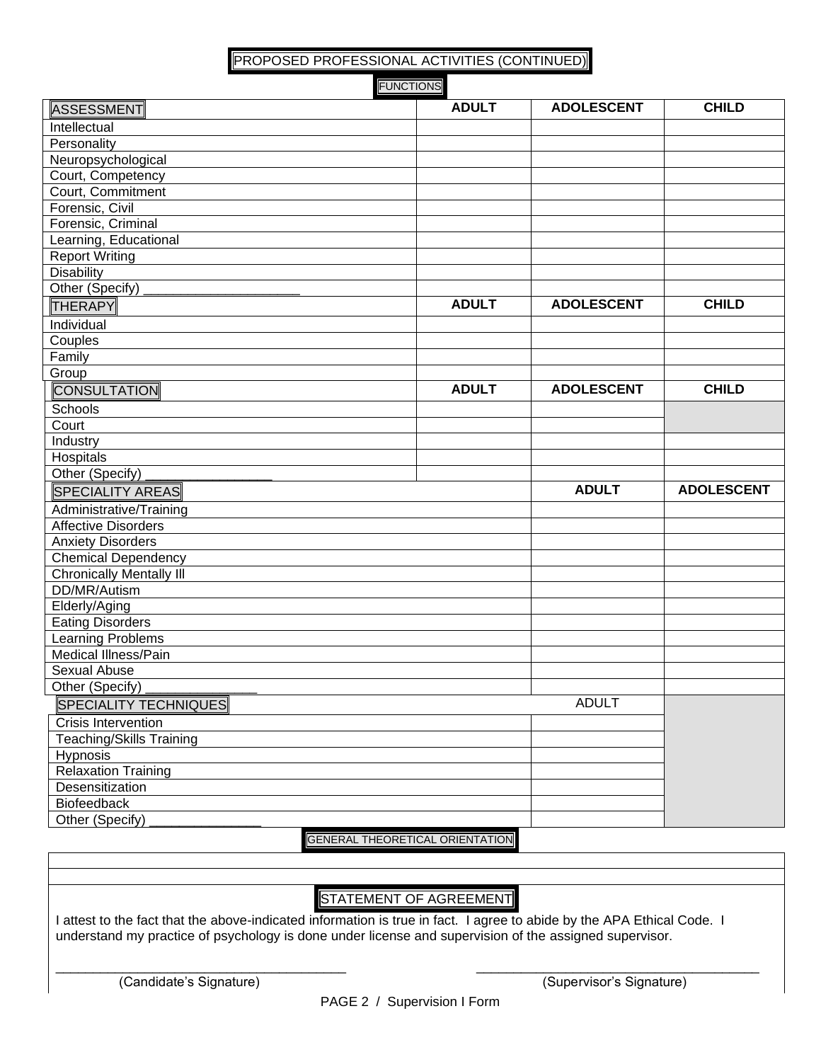# PROPOSED PROFESSIONAL ACTIVITIES (CONTINUED)

## FUNCTIONS

| ASSESSMENT | ADULT | ADOLESCENT | CHILD |
|---|---|---|---|
| Intellectual | | | |
| Personality | | | |
| Neuropsychological | | | |
| Court, Competency | | | |
| Court, Commitment | | | |
| Forensic, Civil | | | |
| Forensic, Criminal | | | |
| Learning, Educational | | | |
| Report Writing | | | |
| Disability | | | |
| Other (Specify) _____________________ | | | |

| THERAPY | ADULT | ADOLESCENT | CHILD |
|---|---|---|---|
| Individual | | | |
| Couples | | | |
| Family | | | |
| Group | | | |

| CONSULTATION | ADULT | ADOLESCENT | CHILD |
|---|---|---|---|
| Schools | | | |
| Court | | | |
| Industry | | | |
| Hospitals | | | |
| Other (Specify) _________________ | | | |

| SPECIALITY AREAS | ADULT | ADOLESCENT |
|---|---|---|
| Administrative/Training | | |
| Affective Disorders | | |
| Anxiety Disorders | | |
| Chemical Dependency | | |
| Chronically Mentally Ill | | |
| DD/MR/Autism | | |
| Elderly/Aging | | |
| Eating Disorders | | |
| Learning Problems | | |
| Medical Illness/Pain | | |
| Sexual Abuse | | |
| Other (Specify) _______________ | | |

| SPECIALITY TECHNIQUES | ADULT |
|---|---|
| Crisis Intervention | |
| Teaching/Skills Training | |
| Hypnosis | |
| Relaxation Training | |
| Desensitization | |
| Biofeedback | |
| Other (Specify) _______________ | |

## GENERAL THEORETICAL ORIENTATION

## STATEMENT OF AGREEMENT

I attest to the fact that the above-indicated information is true in fact. I agree to abide by the APA Ethical Code. I understand my practice of psychology is done under license and supervision of the assigned supervisor.

_________________________________________ (Candidate's Signature)

_________________________________________ (Supervisor's Signature)

PAGE 2 / Supervision I Form